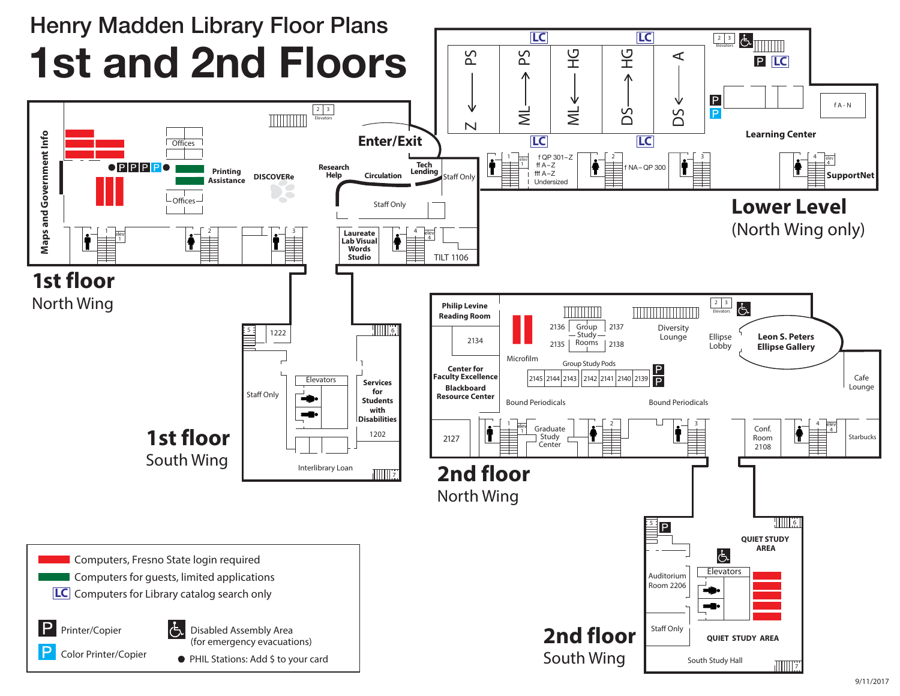# Henry Madden Library Floor Plans

# 1st and 2nd Floors

## 1st floor
North Wing

Maps and Government Info

Offices

Printing Assistance

DISCOVERe

Research Help

Circulation

Tech Lending

Enter/Exit

Staff Only

Staff Only

Laureate Lab Visual Words Studio

TILT 1106

Elevators

## 1st floor
South Wing

1222

Staff Only

Elevators

Services for Students with Disabilities

1202

Interlibrary Loan

## Lower Level
(North Wing only)

Z ← PS

ML → PS

ML ← HG

DS → HG

DS ← A

f QP 301–Z
ff A–Z
fff A–Z
Undersized

f NA–QP 300

f A–N

Learning Center

SupportNet

## 2nd floor
North Wing

Philip Levine Reading Room

2134

Center for Faculty Excellence

Blackboard Resource Center

2127

Microfilm

2136 Group Study Rooms 2137

2135 2138

Group Study Pods

2145 2144 2143 2142 2141 2140 2139

Bound Periodicals

Bound Periodicals

Graduate Study Center

Diversity Lounge

Ellipse Lobby

Leon S. Peters Ellipse Gallery

Cafe Lounge

Conf. Room 2108

Starbucks

## 2nd floor
South Wing

QUIET STUDY AREA

Auditorium Room 2206

Elevators

Staff Only

QUIET STUDY AREA

South Study Hall

---

- Computers, Fresno State login required
- Computers for guests, limited applications
- LC Computers for Library catalog search only
- P Printer/Copier
- P Color Printer/Copier
- Disabled Assembly Area (for emergency evacuations)
- ● PHIL Stations: Add $ to your card

9/11/2017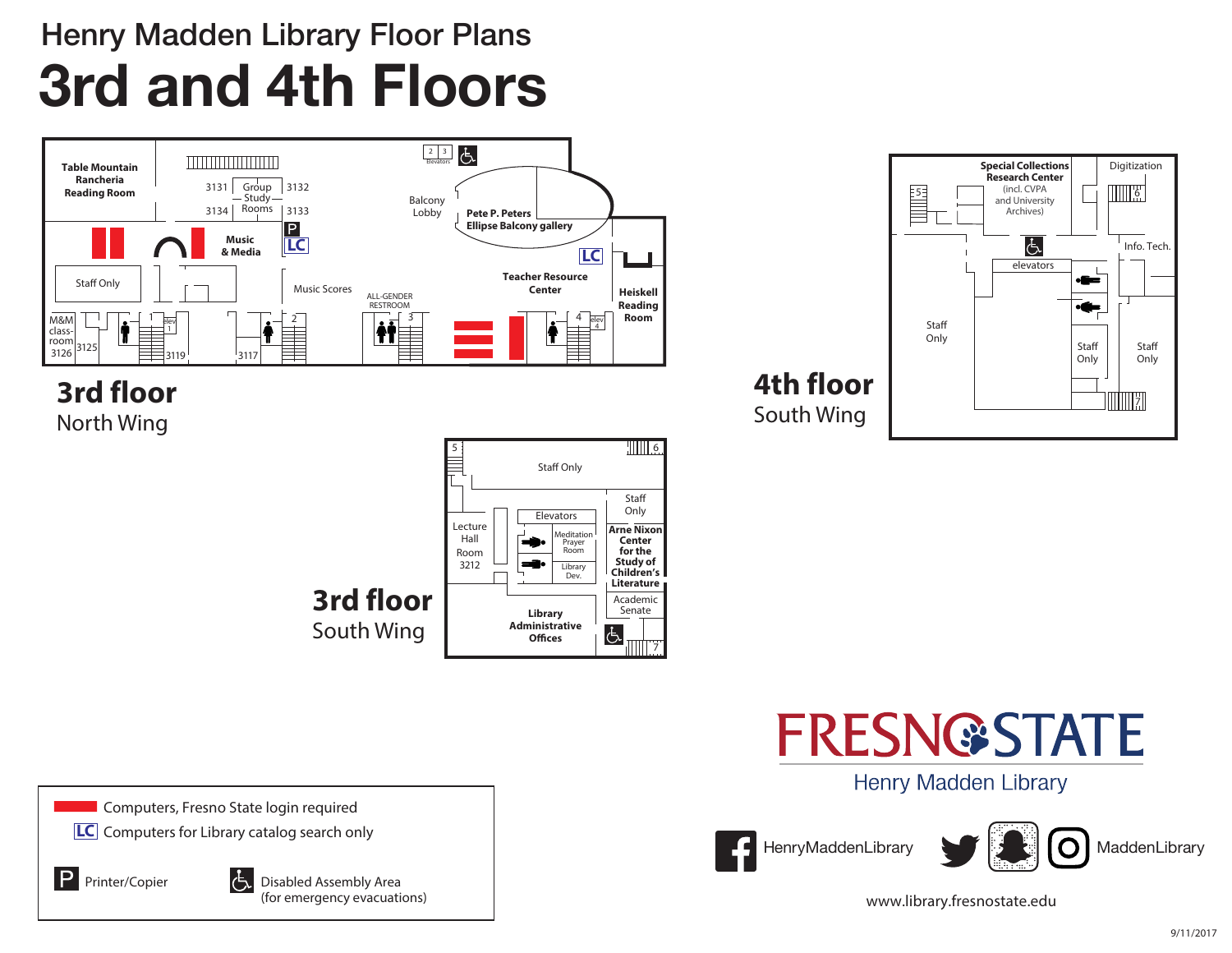Henry Madden Library Floor Plans

# 3rd and 4th Floors

## 3rd floor
North Wing

Table Mountain Rancheria Reading Room

3131 Group Study Rooms 3132

3134 3133

Music & Media

Staff Only

Music Scores

ALL-GENDER RESTROOM

Balcony Lobby

Pete P. Peters Ellipse Balcony gallery

Teacher Resource Center

Heiskell Reading Room

M&M classroom 3126

3125

3119

3117

Elevators 2 3

elev 1

elev 4

1 2 3 4

## 3rd floor
South Wing

Staff Only

Staff Only

Elevators

Lecture Hall Room 3212

Meditation Prayer Room

Library Dev.

Arne Nixon Center for the Study of Children's Literature

Academic Senate

Library Administrative Offices

5 6 7

## 4th floor
South Wing

Special Collections Research Center (incl. CVPA and University Archives)

Digitization

elevators

Info. Tech.

Staff Only

Staff Only

Staff Only

5 6 7

Computers, Fresno State login required

LC Computers for Library catalog search only

P Printer/Copier

Disabled Assembly Area (for emergency evacuations)

FRESNO STATE

Henry Madden Library

HenryMaddenLibrary

MaddenLibrary

www.library.fresnostate.edu

9/11/2017